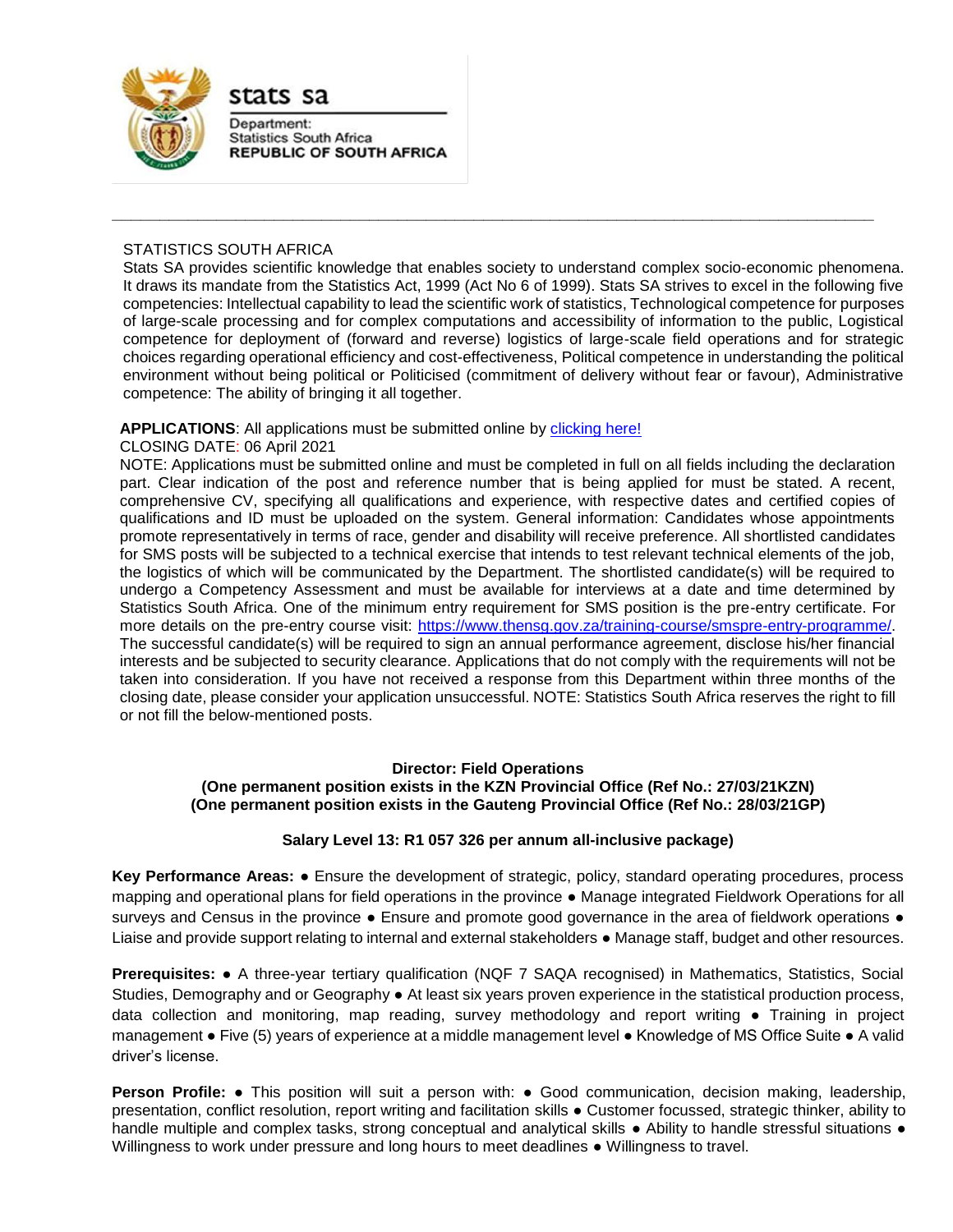stats sa

Department:
Statistics South Africa
**REPUBLIC OF SOUTH AFRICA**

---

STATISTICS SOUTH AFRICA

Stats SA provides scientific knowledge that enables society to understand complex socio-economic phenomena. It draws its mandate from the Statistics Act, 1999 (Act No 6 of 1999). Stats SA strives to excel in the following five competencies: Intellectual capability to lead the scientific work of statistics, Technological competence for purposes of large-scale processing and for complex computations and accessibility of information to the public, Logistical competence for deployment of (forward and reverse) logistics of large-scale field operations and for strategic choices regarding operational efficiency and cost-effectiveness, Political competence in understanding the political environment without being political or Politicised (commitment of delivery without fear or favour), Administrative competence: The ability of bringing it all together.

**APPLICATIONS**: All applications must be submitted online by clicking here!

CLOSING DATE: 06 April 2021

NOTE: Applications must be submitted online and must be completed in full on all fields including the declaration part. Clear indication of the post and reference number that is being applied for must be stated. A recent, comprehensive CV, specifying all qualifications and experience, with respective dates and certified copies of qualifications and ID must be uploaded on the system. General information: Candidates whose appointments promote representatively in terms of race, gender and disability will receive preference. All shortlisted candidates for SMS posts will be subjected to a technical exercise that intends to test relevant technical elements of the job, the logistics of which will be communicated by the Department. The shortlisted candidate(s) will be required to undergo a Competency Assessment and must be available for interviews at a date and time determined by Statistics South Africa. One of the minimum entry requirement for SMS position is the pre-entry certificate. For more details on the pre-entry course visit: https://www.thensg.gov.za/training-course/smspre-entry-programme/. The successful candidate(s) will be required to sign an annual performance agreement, disclose his/her financial interests and be subjected to security clearance. Applications that do not comply with the requirements will not be taken into consideration. If you have not received a response from this Department within three months of the closing date, please consider your application unsuccessful. NOTE: Statistics South Africa reserves the right to fill or not fill the below-mentioned posts.

**Director: Field Operations**
**(One permanent position exists in the KZN Provincial Office (Ref No.: 27/03/21KZN)**
**(One permanent position exists in the Gauteng Provincial Office (Ref No.: 28/03/21GP)**

**Salary Level 13: R1 057 326 per annum all-inclusive package)**

**Key Performance Areas:** ● Ensure the development of strategic, policy, standard operating procedures, process mapping and operational plans for field operations in the province ● Manage integrated Fieldwork Operations for all surveys and Census in the province ● Ensure and promote good governance in the area of fieldwork operations ● Liaise and provide support relating to internal and external stakeholders ● Manage staff, budget and other resources.

**Prerequisites:** ● A three-year tertiary qualification (NQF 7 SAQA recognised) in Mathematics, Statistics, Social Studies, Demography and or Geography ● At least six years proven experience in the statistical production process, data collection and monitoring, map reading, survey methodology and report writing ● Training in project management ● Five (5) years of experience at a middle management level ● Knowledge of MS Office Suite ● A valid driver's license.

**Person Profile:** ● This position will suit a person with: ● Good communication, decision making, leadership, presentation, conflict resolution, report writing and facilitation skills ● Customer focussed, strategic thinker, ability to handle multiple and complex tasks, strong conceptual and analytical skills ● Ability to handle stressful situations ● Willingness to work under pressure and long hours to meet deadlines ● Willingness to travel.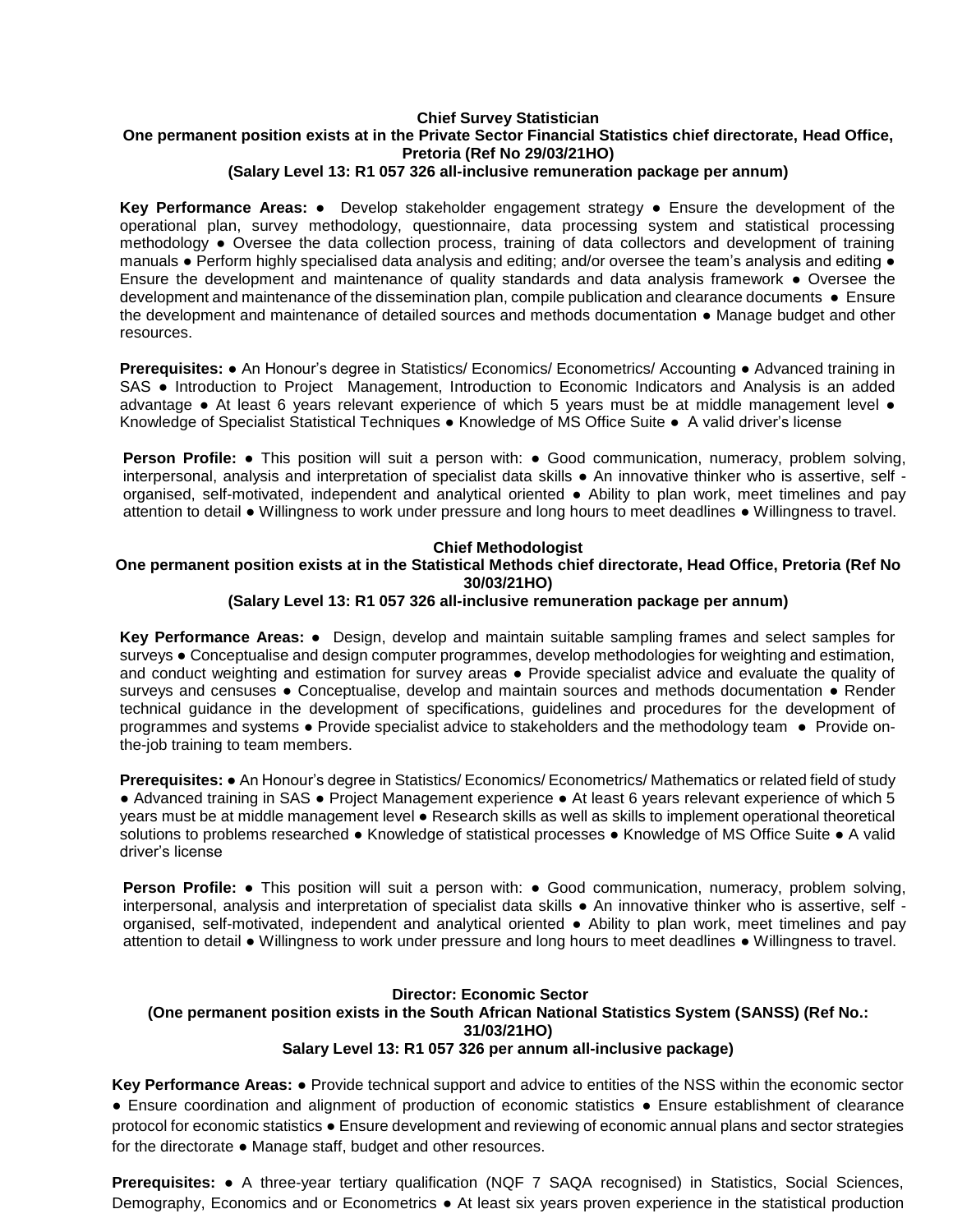**Chief Survey Statistician**
**One permanent position exists at in the Private Sector Financial Statistics chief directorate, Head Office, Pretoria (Ref No 29/03/21HO)**
**(Salary Level 13: R1 057 326 all-inclusive remuneration package per annum)**

**Key Performance Areas:** ● Develop stakeholder engagement strategy ● Ensure the development of the operational plan, survey methodology, questionnaire, data processing system and statistical processing methodology ● Oversee the data collection process, training of data collectors and development of training manuals ● Perform highly specialised data analysis and editing; and/or oversee the team's analysis and editing ● Ensure the development and maintenance of quality standards and data analysis framework ● Oversee the development and maintenance of the dissemination plan, compile publication and clearance documents ● Ensure the development and maintenance of detailed sources and methods documentation ● Manage budget and other resources.

**Prerequisites:** ● An Honour's degree in Statistics/ Economics/ Econometrics/ Accounting ● Advanced training in SAS ● Introduction to Project Management, Introduction to Economic Indicators and Analysis is an added advantage ● At least 6 years relevant experience of which 5 years must be at middle management level ● Knowledge of Specialist Statistical Techniques ● Knowledge of MS Office Suite ● A valid driver's license

**Person Profile:** ● This position will suit a person with: ● Good communication, numeracy, problem solving, interpersonal, analysis and interpretation of specialist data skills ● An innovative thinker who is assertive, self - organised, self-motivated, independent and analytical oriented ● Ability to plan work, meet timelines and pay attention to detail ● Willingness to work under pressure and long hours to meet deadlines ● Willingness to travel.

**Chief Methodologist**
**One permanent position exists at in the Statistical Methods chief directorate, Head Office, Pretoria (Ref No 30/03/21HO)**
**(Salary Level 13: R1 057 326 all-inclusive remuneration package per annum)**

**Key Performance Areas:** ● Design, develop and maintain suitable sampling frames and select samples for surveys ● Conceptualise and design computer programmes, develop methodologies for weighting and estimation, and conduct weighting and estimation for survey areas ● Provide specialist advice and evaluate the quality of surveys and censuses ● Conceptualise, develop and maintain sources and methods documentation ● Render technical guidance in the development of specifications, guidelines and procedures for the development of programmes and systems ● Provide specialist advice to stakeholders and the methodology team ● Provide on-the-job training to team members.

**Prerequisites:** ● An Honour's degree in Statistics/ Economics/ Econometrics/ Mathematics or related field of study ● Advanced training in SAS ● Project Management experience ● At least 6 years relevant experience of which 5 years must be at middle management level ● Research skills as well as skills to implement operational theoretical solutions to problems researched ● Knowledge of statistical processes ● Knowledge of MS Office Suite ● A valid driver's license

**Person Profile:** ● This position will suit a person with: ● Good communication, numeracy, problem solving, interpersonal, analysis and interpretation of specialist data skills ● An innovative thinker who is assertive, self - organised, self-motivated, independent and analytical oriented ● Ability to plan work, meet timelines and pay attention to detail ● Willingness to work under pressure and long hours to meet deadlines ● Willingness to travel.

**Director: Economic Sector**
**(One permanent position exists in the South African National Statistics System (SANSS) (Ref No.: 31/03/21HO)**
**Salary Level 13: R1 057 326 per annum all-inclusive package)**

**Key Performance Areas:** ● Provide technical support and advice to entities of the NSS within the economic sector ● Ensure coordination and alignment of production of economic statistics ● Ensure establishment of clearance protocol for economic statistics ● Ensure development and reviewing of economic annual plans and sector strategies for the directorate ● Manage staff, budget and other resources.

**Prerequisites:** ● A three-year tertiary qualification (NQF 7 SAQA recognised) in Statistics, Social Sciences, Demography, Economics and or Econometrics ● At least six years proven experience in the statistical production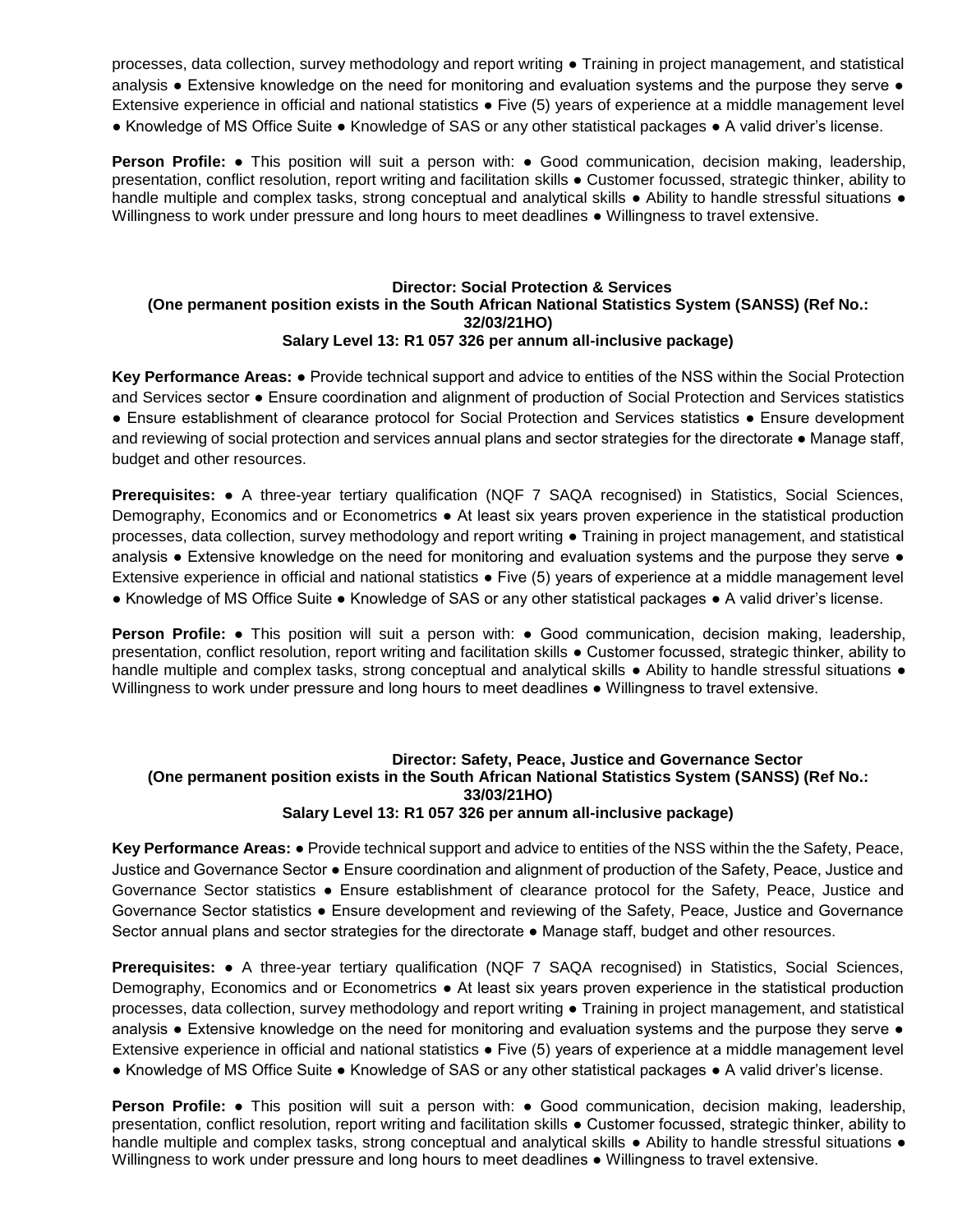processes, data collection, survey methodology and report writing ● Training in project management, and statistical analysis ● Extensive knowledge on the need for monitoring and evaluation systems and the purpose they serve ● Extensive experience in official and national statistics ● Five (5) years of experience at a middle management level ● Knowledge of MS Office Suite ● Knowledge of SAS or any other statistical packages ● A valid driver's license.

**Person Profile:** ● This position will suit a person with: ● Good communication, decision making, leadership, presentation, conflict resolution, report writing and facilitation skills ● Customer focussed, strategic thinker, ability to handle multiple and complex tasks, strong conceptual and analytical skills ● Ability to handle stressful situations ● Willingness to work under pressure and long hours to meet deadlines ● Willingness to travel extensive.

**Director: Social Protection & Services**
**(One permanent position exists in the South African National Statistics System (SANSS) (Ref No.: 32/03/21HO)**
**Salary Level 13: R1 057 326 per annum all-inclusive package)**

**Key Performance Areas:** ● Provide technical support and advice to entities of the NSS within the Social Protection and Services sector ● Ensure coordination and alignment of production of Social Protection and Services statistics ● Ensure establishment of clearance protocol for Social Protection and Services statistics ● Ensure development and reviewing of social protection and services annual plans and sector strategies for the directorate ● Manage staff, budget and other resources.

**Prerequisites:** ● A three-year tertiary qualification (NQF 7 SAQA recognised) in Statistics, Social Sciences, Demography, Economics and or Econometrics ● At least six years proven experience in the statistical production processes, data collection, survey methodology and report writing ● Training in project management, and statistical analysis ● Extensive knowledge on the need for monitoring and evaluation systems and the purpose they serve ● Extensive experience in official and national statistics ● Five (5) years of experience at a middle management level ● Knowledge of MS Office Suite ● Knowledge of SAS or any other statistical packages ● A valid driver's license.

**Person Profile:** ● This position will suit a person with: ● Good communication, decision making, leadership, presentation, conflict resolution, report writing and facilitation skills ● Customer focussed, strategic thinker, ability to handle multiple and complex tasks, strong conceptual and analytical skills ● Ability to handle stressful situations ● Willingness to work under pressure and long hours to meet deadlines ● Willingness to travel extensive.

**Director: Safety, Peace, Justice and Governance Sector**
**(One permanent position exists in the South African National Statistics System (SANSS) (Ref No.: 33/03/21HO)**
**Salary Level 13: R1 057 326 per annum all-inclusive package)**

**Key Performance Areas:** ● Provide technical support and advice to entities of the NSS within the the Safety, Peace, Justice and Governance Sector ● Ensure coordination and alignment of production of the Safety, Peace, Justice and Governance Sector statistics ● Ensure establishment of clearance protocol for the Safety, Peace, Justice and Governance Sector statistics ● Ensure development and reviewing of the Safety, Peace, Justice and Governance Sector annual plans and sector strategies for the directorate ● Manage staff, budget and other resources.

**Prerequisites:** ● A three-year tertiary qualification (NQF 7 SAQA recognised) in Statistics, Social Sciences, Demography, Economics and or Econometrics ● At least six years proven experience in the statistical production processes, data collection, survey methodology and report writing ● Training in project management, and statistical analysis ● Extensive knowledge on the need for monitoring and evaluation systems and the purpose they serve ● Extensive experience in official and national statistics ● Five (5) years of experience at a middle management level ● Knowledge of MS Office Suite ● Knowledge of SAS or any other statistical packages ● A valid driver's license.

**Person Profile:** ● This position will suit a person with: ● Good communication, decision making, leadership, presentation, conflict resolution, report writing and facilitation skills ● Customer focussed, strategic thinker, ability to handle multiple and complex tasks, strong conceptual and analytical skills ● Ability to handle stressful situations ● Willingness to work under pressure and long hours to meet deadlines ● Willingness to travel extensive.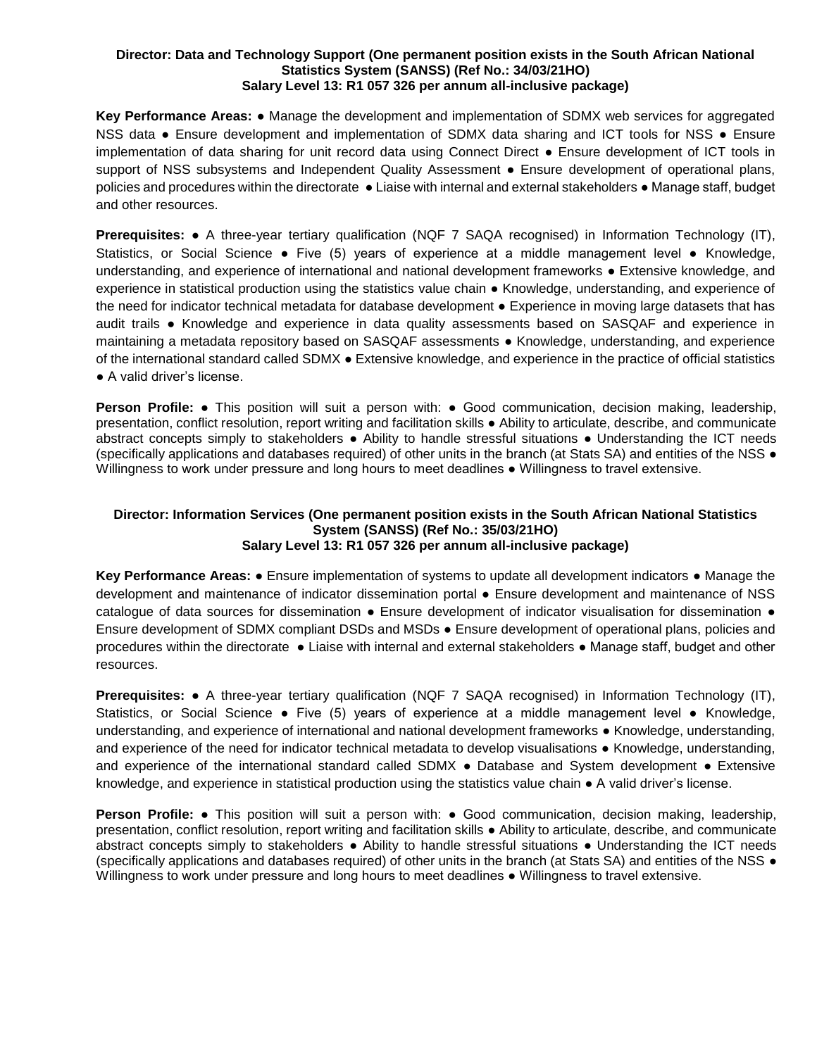**Director: Data and Technology Support (One permanent position exists in the South African National Statistics System (SANSS) (Ref No.: 34/03/21HO)**
**Salary Level 13: R1 057 326 per annum all-inclusive package)**

**Key Performance Areas:** ● Manage the development and implementation of SDMX web services for aggregated NSS data ● Ensure development and implementation of SDMX data sharing and ICT tools for NSS ● Ensure implementation of data sharing for unit record data using Connect Direct ● Ensure development of ICT tools in support of NSS subsystems and Independent Quality Assessment ● Ensure development of operational plans, policies and procedures within the directorate ● Liaise with internal and external stakeholders ● Manage staff, budget and other resources.

**Prerequisites:** ● A three-year tertiary qualification (NQF 7 SAQA recognised) in Information Technology (IT), Statistics, or Social Science ● Five (5) years of experience at a middle management level ● Knowledge, understanding, and experience of international and national development frameworks ● Extensive knowledge, and experience in statistical production using the statistics value chain ● Knowledge, understanding, and experience of the need for indicator technical metadata for database development ● Experience in moving large datasets that has audit trails ● Knowledge and experience in data quality assessments based on SASQAF and experience in maintaining a metadata repository based on SASQAF assessments ● Knowledge, understanding, and experience of the international standard called SDMX ● Extensive knowledge, and experience in the practice of official statistics ● A valid driver's license.

**Person Profile:** ● This position will suit a person with: ● Good communication, decision making, leadership, presentation, conflict resolution, report writing and facilitation skills ● Ability to articulate, describe, and communicate abstract concepts simply to stakeholders ● Ability to handle stressful situations ● Understanding the ICT needs (specifically applications and databases required) of other units in the branch (at Stats SA) and entities of the NSS ● Willingness to work under pressure and long hours to meet deadlines ● Willingness to travel extensive.

**Director: Information Services (One permanent position exists in the South African National Statistics System (SANSS) (Ref No.: 35/03/21HO)**
**Salary Level 13: R1 057 326 per annum all-inclusive package)**

**Key Performance Areas:** ● Ensure implementation of systems to update all development indicators ● Manage the development and maintenance of indicator dissemination portal ● Ensure development and maintenance of NSS catalogue of data sources for dissemination ● Ensure development of indicator visualisation for dissemination ● Ensure development of SDMX compliant DSDs and MSDs ● Ensure development of operational plans, policies and procedures within the directorate ● Liaise with internal and external stakeholders ● Manage staff, budget and other resources.

**Prerequisites:** ● A three-year tertiary qualification (NQF 7 SAQA recognised) in Information Technology (IT), Statistics, or Social Science ● Five (5) years of experience at a middle management level ● Knowledge, understanding, and experience of international and national development frameworks ● Knowledge, understanding, and experience of the need for indicator technical metadata to develop visualisations ● Knowledge, understanding, and experience of the international standard called SDMX ● Database and System development ● Extensive knowledge, and experience in statistical production using the statistics value chain ● A valid driver's license.

**Person Profile:** ● This position will suit a person with: ● Good communication, decision making, leadership, presentation, conflict resolution, report writing and facilitation skills ● Ability to articulate, describe, and communicate abstract concepts simply to stakeholders ● Ability to handle stressful situations ● Understanding the ICT needs (specifically applications and databases required) of other units in the branch (at Stats SA) and entities of the NSS ● Willingness to work under pressure and long hours to meet deadlines ● Willingness to travel extensive.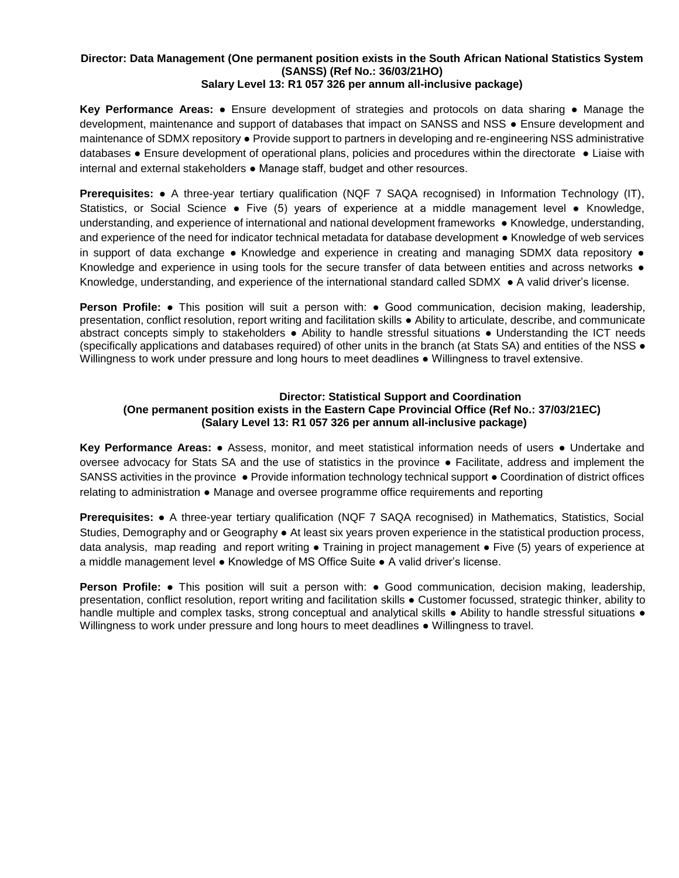**Director: Data Management (One permanent position exists in the South African National Statistics System (SANSS) (Ref No.: 36/03/21HO)**
**Salary Level 13: R1 057 326 per annum all-inclusive package)**

**Key Performance Areas:** ● Ensure development of strategies and protocols on data sharing ● Manage the development, maintenance and support of databases that impact on SANSS and NSS ● Ensure development and maintenance of SDMX repository ● Provide support to partners in developing and re-engineering NSS administrative databases ● Ensure development of operational plans, policies and procedures within the directorate ● Liaise with internal and external stakeholders ● Manage staff, budget and other resources.

**Prerequisites:** ● A three-year tertiary qualification (NQF 7 SAQA recognised) in Information Technology (IT), Statistics, or Social Science ● Five (5) years of experience at a middle management level ● Knowledge, understanding, and experience of international and national development frameworks ● Knowledge, understanding, and experience of the need for indicator technical metadata for database development ● Knowledge of web services in support of data exchange ● Knowledge and experience in creating and managing SDMX data repository ● Knowledge and experience in using tools for the secure transfer of data between entities and across networks ● Knowledge, understanding, and experience of the international standard called SDMX ● A valid driver's license.

**Person Profile:** ● This position will suit a person with: ● Good communication, decision making, leadership, presentation, conflict resolution, report writing and facilitation skills ● Ability to articulate, describe, and communicate abstract concepts simply to stakeholders ● Ability to handle stressful situations ● Understanding the ICT needs (specifically applications and databases required) of other units in the branch (at Stats SA) and entities of the NSS ● Willingness to work under pressure and long hours to meet deadlines ● Willingness to travel extensive.

**Director: Statistical Support and Coordination**
**(One permanent position exists in the Eastern Cape Provincial Office (Ref No.: 37/03/21EC)**
**(Salary Level 13: R1 057 326 per annum all-inclusive package)**

**Key Performance Areas:** ● Assess, monitor, and meet statistical information needs of users ● Undertake and oversee advocacy for Stats SA and the use of statistics in the province ● Facilitate, address and implement the SANSS activities in the province ● Provide information technology technical support ● Coordination of district offices relating to administration ● Manage and oversee programme office requirements and reporting

**Prerequisites:** ● A three-year tertiary qualification (NQF 7 SAQA recognised) in Mathematics, Statistics, Social Studies, Demography and or Geography ● At least six years proven experience in the statistical production process, data analysis, map reading and report writing ● Training in project management ● Five (5) years of experience at a middle management level ● Knowledge of MS Office Suite ● A valid driver's license.

**Person Profile:** ● This position will suit a person with: ● Good communication, decision making, leadership, presentation, conflict resolution, report writing and facilitation skills ● Customer focussed, strategic thinker, ability to handle multiple and complex tasks, strong conceptual and analytical skills ● Ability to handle stressful situations ● Willingness to work under pressure and long hours to meet deadlines ● Willingness to travel.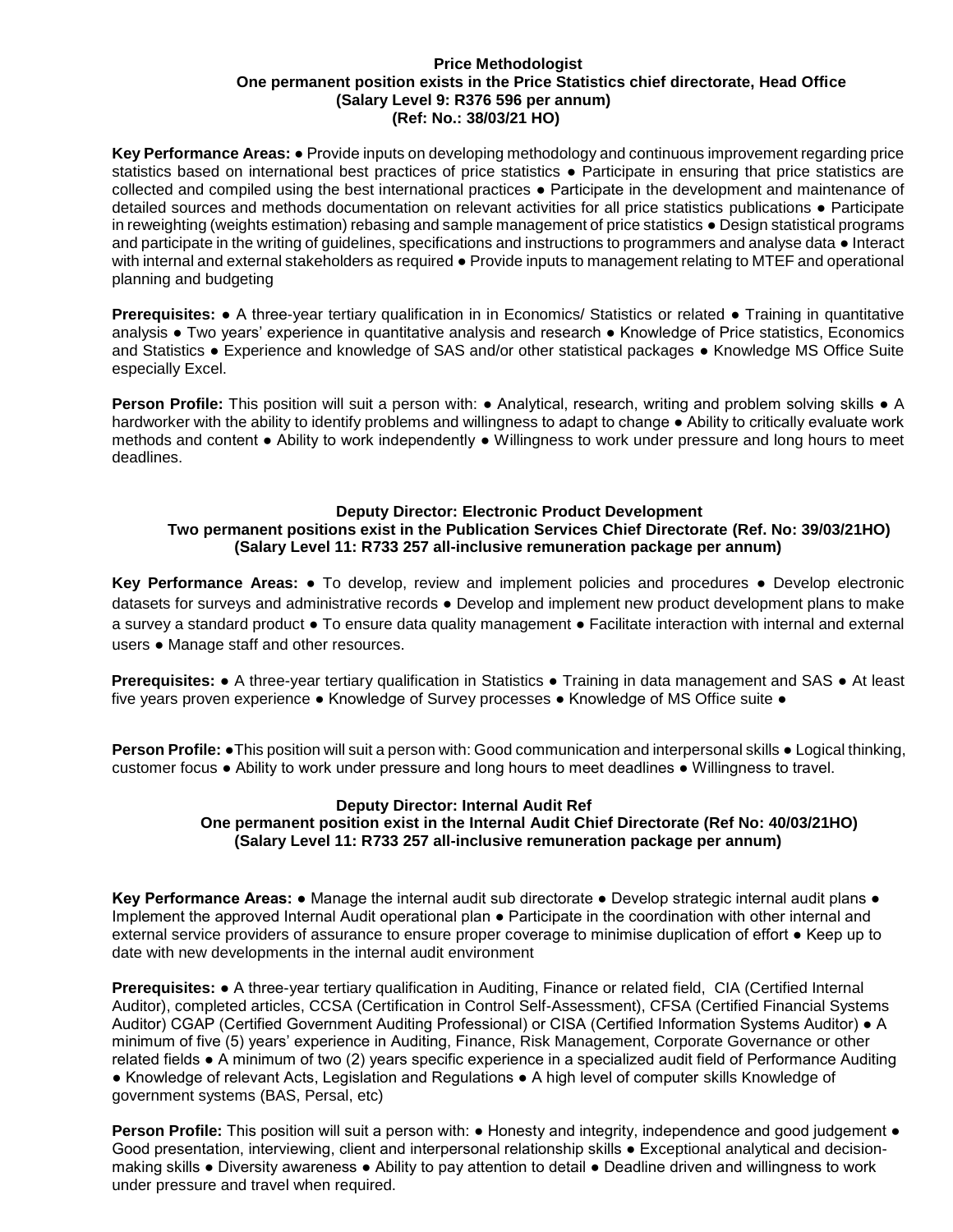### Price Methodologist

**One permanent position exists in the Price Statistics chief directorate, Head Office**
**(Salary Level 9: R376 596 per annum)**
**(Ref: No.: 38/03/21 HO)**

**Key Performance Areas:** ● Provide inputs on developing methodology and continuous improvement regarding price statistics based on international best practices of price statistics ● Participate in ensuring that price statistics are collected and compiled using the best international practices ● Participate in the development and maintenance of detailed sources and methods documentation on relevant activities for all price statistics publications ● Participate in reweighting (weights estimation) rebasing and sample management of price statistics ● Design statistical programs and participate in the writing of guidelines, specifications and instructions to programmers and analyse data ● Interact with internal and external stakeholders as required ● Provide inputs to management relating to MTEF and operational planning and budgeting

**Prerequisites:** ● A three-year tertiary qualification in in Economics/ Statistics or related ● Training in quantitative analysis ● Two years' experience in quantitative analysis and research ● Knowledge of Price statistics, Economics and Statistics ● Experience and knowledge of SAS and/or other statistical packages ● Knowledge MS Office Suite especially Excel.

**Person Profile:** This position will suit a person with: ● Analytical, research, writing and problem solving skills ● A hardworker with the ability to identify problems and willingness to adapt to change ● Ability to critically evaluate work methods and content ● Ability to work independently ● Willingness to work under pressure and long hours to meet deadlines.

### Deputy Director: Electronic Product Development

**Two permanent positions exist in the Publication Services Chief Directorate (Ref. No: 39/03/21HO)**
**(Salary Level 11: R733 257 all-inclusive remuneration package per annum)**

**Key Performance Areas:** ● To develop, review and implement policies and procedures ● Develop electronic datasets for surveys and administrative records ● Develop and implement new product development plans to make a survey a standard product ● To ensure data quality management ● Facilitate interaction with internal and external users ● Manage staff and other resources.

**Prerequisites:** ● A three-year tertiary qualification in Statistics ● Training in data management and SAS ● At least five years proven experience ● Knowledge of Survey processes ● Knowledge of MS Office suite ●

**Person Profile:** ●This position will suit a person with: Good communication and interpersonal skills ● Logical thinking, customer focus ● Ability to work under pressure and long hours to meet deadlines ● Willingness to travel.

### Deputy Director: Internal Audit Ref

**One permanent position exist in the Internal Audit Chief Directorate (Ref No: 40/03/21HO)**
**(Salary Level 11: R733 257 all-inclusive remuneration package per annum)**

**Key Performance Areas:** ● Manage the internal audit sub directorate ● Develop strategic internal audit plans ● Implement the approved Internal Audit operational plan ● Participate in the coordination with other internal and external service providers of assurance to ensure proper coverage to minimise duplication of effort ● Keep up to date with new developments in the internal audit environment

**Prerequisites:** ● A three-year tertiary qualification in Auditing, Finance or related field, CIA (Certified Internal Auditor), completed articles, CCSA (Certification in Control Self-Assessment), CFSA (Certified Financial Systems Auditor) CGAP (Certified Government Auditing Professional) or CISA (Certified Information Systems Auditor) ● A minimum of five (5) years' experience in Auditing, Finance, Risk Management, Corporate Governance or other related fields ● A minimum of two (2) years specific experience in a specialized audit field of Performance Auditing ● Knowledge of relevant Acts, Legislation and Regulations ● A high level of computer skills Knowledge of government systems (BAS, Persal, etc)

**Person Profile:** This position will suit a person with: ● Honesty and integrity, independence and good judgement ● Good presentation, interviewing, client and interpersonal relationship skills ● Exceptional analytical and decision-making skills ● Diversity awareness ● Ability to pay attention to detail ● Deadline driven and willingness to work under pressure and travel when required.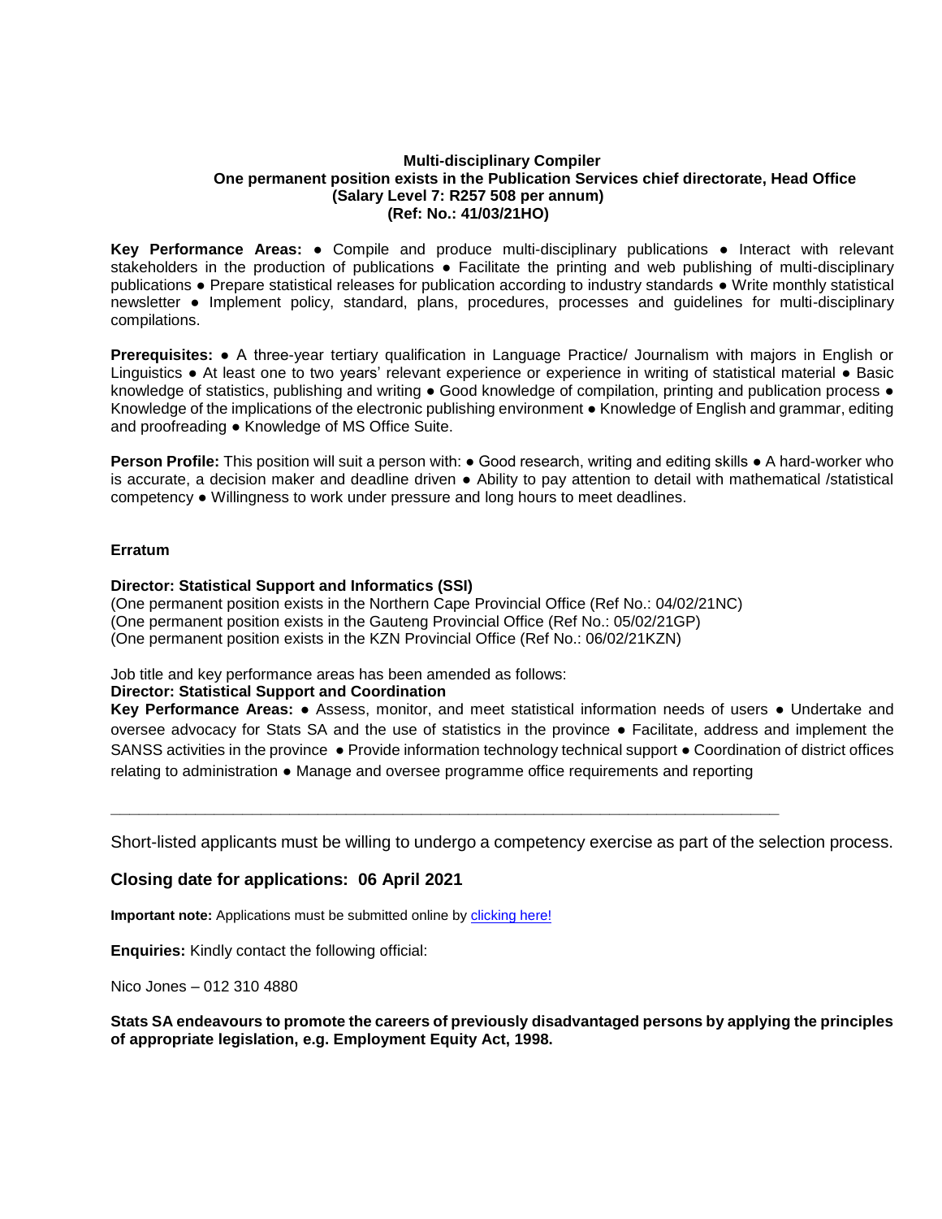**Multi-disciplinary Compiler**
**One permanent position exists in the Publication Services chief directorate, Head Office**
**(Salary Level 7: R257 508 per annum)**
**(Ref: No.: 41/03/21HO)**

**Key Performance Areas:** ● Compile and produce multi-disciplinary publications ● Interact with relevant stakeholders in the production of publications ● Facilitate the printing and web publishing of multi-disciplinary publications ● Prepare statistical releases for publication according to industry standards ● Write monthly statistical newsletter ● Implement policy, standard, plans, procedures, processes and guidelines for multi-disciplinary compilations.

**Prerequisites:** ● A three-year tertiary qualification in Language Practice/ Journalism with majors in English or Linguistics ● At least one to two years' relevant experience or experience in writing of statistical material ● Basic knowledge of statistics, publishing and writing ● Good knowledge of compilation, printing and publication process ● Knowledge of the implications of the electronic publishing environment ● Knowledge of English and grammar, editing and proofreading ● Knowledge of MS Office Suite.

**Person Profile:** This position will suit a person with: ● Good research, writing and editing skills ● A hard-worker who is accurate, a decision maker and deadline driven ● Ability to pay attention to detail with mathematical /statistical competency ● Willingness to work under pressure and long hours to meet deadlines.

**Erratum**

**Director: Statistical Support and Informatics (SSI)**
(One permanent position exists in the Northern Cape Provincial Office (Ref No.: 04/02/21NC)
(One permanent position exists in the Gauteng Provincial Office (Ref No.: 05/02/21GP)
(One permanent position exists in the KZN Provincial Office (Ref No.: 06/02/21KZN)

Job title and key performance areas has been amended as follows:
**Director: Statistical Support and Coordination**
**Key Performance Areas:** ● Assess, monitor, and meet statistical information needs of users ● Undertake and oversee advocacy for Stats SA and the use of statistics in the province ● Facilitate, address and implement the SANSS activities in the province ● Provide information technology technical support ● Coordination of district offices relating to administration ● Manage and oversee programme office requirements and reporting

---

Short-listed applicants must be willing to undergo a competency exercise as part of the selection process.

### Closing date for applications: 06 April 2021

**Important note:** Applications must be submitted online by clicking here!

**Enquiries:** Kindly contact the following official:

Nico Jones – 012 310 4880

**Stats SA endeavours to promote the careers of previously disadvantaged persons by applying the principles of appropriate legislation, e.g. Employment Equity Act, 1998.**